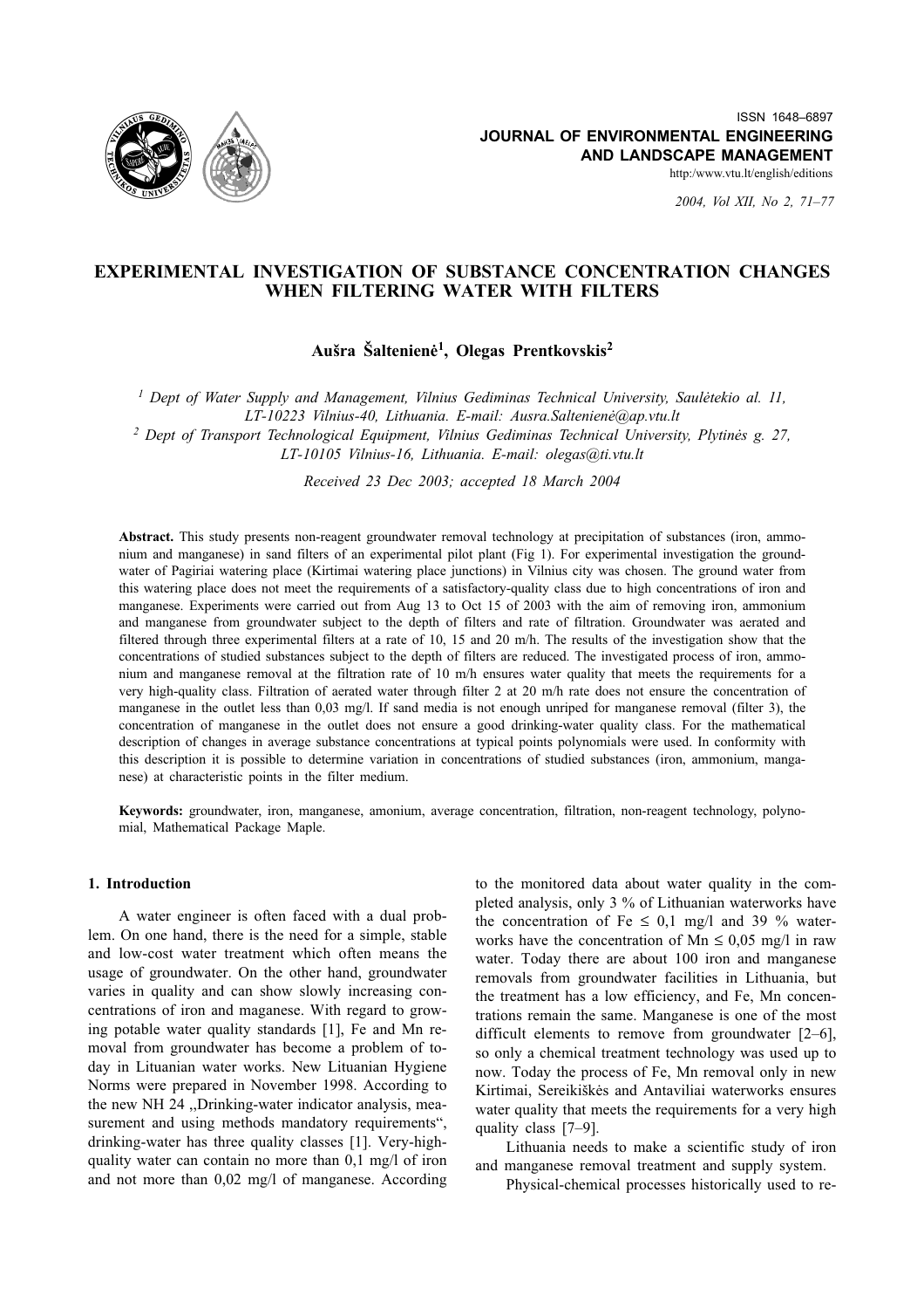ISSN 1648–6897
**JOURNAL OF ENVIRONMENTAL ENGINEERING AND LANDSCAPE MANAGEMENT**
http:/www.vtu.lt/english/editions

*2004, Vol XII, No 2, 71–77*

# EXPERIMENTAL INVESTIGATION OF SUBSTANCE CONCENTRATION CHANGES WHEN FILTERING WATER WITH FILTERS

**Aušra Šaltenienė[1], Olegas Prentkovskis[2]**

*[1] Dept of Water Supply and Management, Vilnius Gediminas Technical University, Saulėtekio al. 11, LT-10223 Vilnius-40, Lithuania. E-mail: Ausra.Saltenienė@ap.vtu.lt*
*[2] Dept of Transport Technological Equipment, Vilnius Gediminas Technical University, Plytinės g. 27, LT-10105 Vilnius-16, Lithuania. E-mail: olegas@ti.vtu.lt*

*Received 23 Dec 2003; accepted 18 March 2004*

**Abstract.** This study presents non-reagent groundwater removal technology at precipitation of substances (iron, ammonium and manganese) in sand filters of an experimental pilot plant (Fig 1). For experimental investigation the groundwater of Pagiriai watering place (Kirtimai watering place junctions) in Vilnius city was chosen. The ground water from this watering place does not meet the requirements of a satisfactory-quality class due to high concentrations of iron and manganese. Experiments were carried out from Aug 13 to Oct 15 of 2003 with the aim of removing iron, ammonium and manganese from groundwater subject to the depth of filters and rate of filtration. Groundwater was aerated and filtered through three experimental filters at a rate of 10, 15 and 20 m/h. The results of the investigation show that the concentrations of studied substances subject to the depth of filters are reduced. The investigated process of iron, ammonium and manganese removal at the filtration rate of 10 m/h ensures water quality that meets the requirements for a very high-quality class. Filtration of aerated water through filter 2 at 20 m/h rate does not ensure the concentration of manganese in the outlet less than 0,03 mg/l. If sand media is not enough unriped for manganese removal (filter 3), the concentration of manganese in the outlet does not ensure a good drinking-water quality class. For the mathematical description of changes in average substance concentrations at typical points polynomials were used. In conformity with this description it is possible to determine variation in concentrations of studied substances (iron, ammonium, manganese) at characteristic points in the filter medium.

**Keywords:** groundwater, iron, manganese, amonium, average concentration, filtration, non-reagent technology, polynomial, Mathematical Package Maple.

## 1. Introduction

A water engineer is often faced with a dual problem. On one hand, there is the need for a simple, stable and low-cost water treatment which often means the usage of groundwater. On the other hand, groundwater varies in quality and can show slowly increasing concentrations of iron and maganese. With regard to growing potable water quality standards [1], Fe and Mn removal from groundwater has become a problem of today in Lituanian water works. New Lituanian Hygiene Norms were prepared in November 1998. According to the new NH 24 „Drinking-water indicator analysis, measurement and using methods mandatory requirements", drinking-water has three quality classes [1]. Very-high-quality water can contain no more than 0,1 mg/l of iron and not more than 0,02 mg/l of manganese. According to the monitored data about water quality in the completed analysis, only 3 % of Lithuanian waterworks have the concentration of Fe ≤ 0,1 mg/l and 39 % waterworks have the concentration of Mn ≤ 0,05 mg/l in raw water. Today there are about 100 iron and manganese removals from groundwater facilities in Lithuania, but the treatment has a low efficiency, and Fe, Mn concentrations remain the same. Manganese is one of the most difficult elements to remove from groundwater [2–6], so only a chemical treatment technology was used up to now. Today the process of Fe, Mn removal only in new Kirtimai, Sereikiškės and Antaviliai waterworks ensures water quality that meets the requirements for a very high quality class [7–9].

Lithuania needs to make a scientific study of iron and manganese removal treatment and supply system.

Physical-chemical processes historically used to re-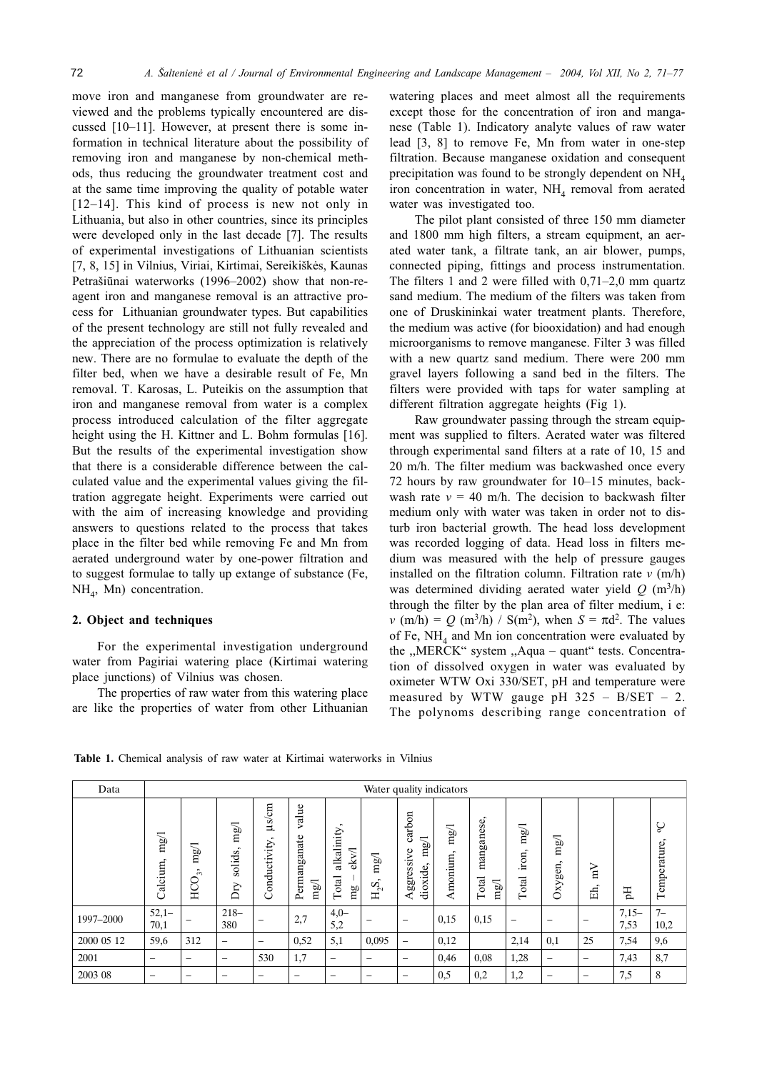move iron and manganese from groundwater are reviewed and the problems typically encountered are discussed [10–11]. However, at present there is some information in technical literature about the possibility of removing iron and manganese by non-chemical methods, thus reducing the groundwater treatment cost and at the same time improving the quality of potable water [12–14]. This kind of process is new not only in Lithuania, but also in other countries, since its principles were developed only in the last decade [7]. The results of experimental investigations of Lithuanian scientists [7, 8, 15] in Vilnius, Viriai, Kirtimai, Sereikiškės, Kaunas Petrašiūnai waterworks (1996–2002) show that non-reagent iron and manganese removal is an attractive process for Lithuanian groundwater types. But capabilities of the present technology are still not fully revealed and the appreciation of the process optimization is relatively new. There are no formulae to evaluate the depth of the filter bed, when we have a desirable result of Fe, Mn removal. T. Karosas, L. Puteikis on the assumption that iron and manganese removal from water is a complex process introduced calculation of the filter aggregate height using the H. Kittner and L. Bohm formulas [16]. But the results of the experimental investigation show that there is a considerable difference between the calculated value and the experimental values giving the filtration aggregate height. Experiments were carried out with the aim of increasing knowledge and providing answers to questions related to the process that takes place in the filter bed while removing Fe and Mn from aerated underground water by one-power filtration and to suggest formulae to tally up extange of substance (Fe, $NH_4$, Mn) concentration.

## 2. Object and techniques

For the experimental investigation underground water from Pagiriai watering place (Kirtimai watering place junctions) of Vilnius was chosen.

The properties of raw water from this watering place are like the properties of water from other Lithuanian watering places and meet almost all the requirements except those for the concentration of iron and manganese (Table 1). Indicatory analyte values of raw water lead [3, 8] to remove Fe, Mn from water in one-step filtration. Because manganese oxidation and consequent precipitation was found to be strongly dependent on $NH_4$ iron concentration in water, $NH_4$ removal from aerated water was investigated too.

The pilot plant consisted of three 150 mm diameter and 1800 mm high filters, a stream equipment, an aerated water tank, a filtrate tank, an air blower, pumps, connected piping, fittings and process instrumentation. The filters 1 and 2 were filled with 0,71–2,0 mm quartz sand medium. The medium of the filters was taken from one of Druskininkai water treatment plants. Therefore, the medium was active (for biooxidation) and had enough microorganisms to remove manganese. Filter 3 was filled with a new quartz sand medium. There were 200 mm gravel layers following a sand bed in the filters. The filters were provided with taps for water sampling at different filtration aggregate heights (Fig 1).

Raw groundwater passing through the stream equipment was supplied to filters. Aerated water was filtered through experimental sand filters at a rate of 10, 15 and 20 m/h. The filter medium was backwashed once every 72 hours by raw groundwater for 10–15 minutes, backwash rate $v$ = 40 m/h. The decision to backwash filter medium only with water was taken in order not to disturb iron bacterial growth. The head loss development was recorded logging of data. Head loss in filters medium was measured with the help of pressure gauges installed on the filtration column. Filtration rate $v$ (m/h) was determined dividing aerated water yield $Q$ ($m^3$/h) through the filter by the plan area of filter medium, i e: $v$ (m/h) = $Q$ ($m^3$/h) / $S$($m^2$), when $S = \pi d^2$. The values of Fe, $NH_4$ and Mn ion concentration were evaluated by the „MERCK" system „Aqua – quant" tests. Concentration of dissolved oxygen in water was evaluated by oximeter WTW Oxi 330/SET, pH and temperature were measured by WTW gauge pH 325 – B/SET – 2. The polynoms describing range concentration of

**Table 1.** Chemical analysis of raw water at Kirtimai waterworks in Vilnius

| Data | Water quality indicators | | | | | | | | | | | | | |
|---|---|---|---|---|---|---|---|---|---|---|---|---|---|---|
| | Calcium, mg/l | $HCO_3$, mg/l | Dry solids, mg/l | Conductivity, μs/cm | Permanganate value mg/l | Total alkalinity, mg – ekv/l | $H_2S$, mg/l | Aggressive carbon dioxide, mg/l | Amonium, mg/l | Total manganese, mg/l | Total iron, mg/l | Oxygen, mg/l | Eh, mV | pH | Temperature, °C |
| 1997–2000 | 52,1–70,1 | – | 218–380 | – | 2,7 | 4,0–5,2 | – | – | 0,15 | 0,15 | – | – | – | 7,15–7,53 | 7–10,2 |
| 2000 05 12 | 59,6 | 312 | – | – | 0,52 | 5,1 | 0,095 | – | 0,12 | | 2,14 | 0,1 | 25 | 7,54 | 9,6 |
| 2001 | – | – | – | 530 | 1,7 | – | – | – | 0,46 | 0,08 | 1,28 | – | – | 7,43 | 8,7 |
| 2003 08 | – | – | – | – | – | – | – | – | 0,5 | 0,2 | 1,2 | – | – | 7,5 | 8 |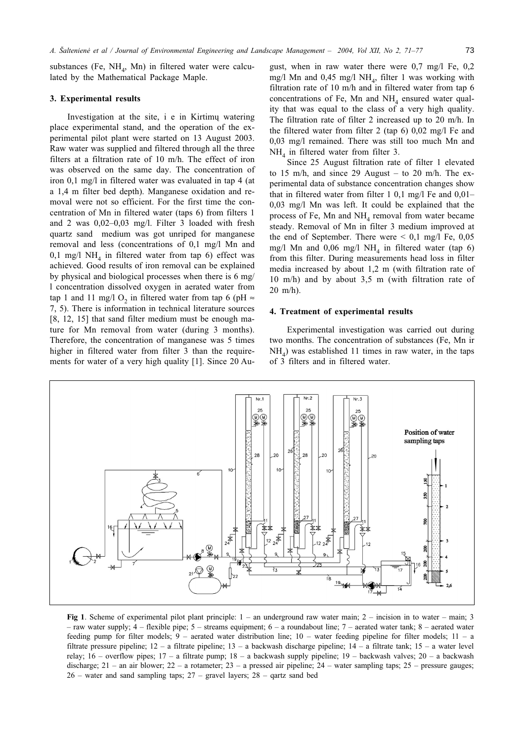substances (Fe, $NH_4$, Mn) in filtered water were calculated by the Mathematical Package Maple.

## 3. Experimental results

Investigation at the site, i e in Kirtimų watering place experimental stand, and the operation of the experimental pilot plant were started on 13 August 2003. Raw water was supplied and filtered through all the three filters at a filtration rate of 10 m/h. The effect of iron was observed on the same day. The concentration of iron 0,1 mg/l in filtered water was evaluated in tap 4 (at a 1,4 m filter bed depth). Manganese oxidation and removal were not so efficient. For the first time the concentration of Mn in filtered water (taps 6) from filters 1 and 2 was 0,02–0,03 mg/l. Filter 3 loaded with fresh quartz sand medium was got unriped for manganese removal and less (concentrations of 0,1 mg/l Mn and 0,1 mg/l $NH_4$ in filtered water from tap 6) effect was achieved. Good results of iron removal can be explained by physical and biological processes when there is 6 mg/l concentration dissolved oxygen in aerated water from tap 1 and 11 mg/l $O_2$ in filtered water from tap 6 (pH ≈ 7, 5). There is information in technical literature sources [8, 12, 15] that sand filter medium must be enough mature for Mn removal from water (during 3 months). Therefore, the concentration of manganese was 5 times higher in filtered water from filter 3 than the requirements for water of a very high quality [1]. Since 20 August, when in raw water there were 0,7 mg/l Fe, 0,2 mg/l Mn and 0,45 mg/l $NH_4$, filter 1 was working with filtration rate of 10 m/h and in filtered water from tap 6 concentrations of Fe, Mn and $NH_4$ ensured water quality that was equal to the class of a very high quality. The filtration rate of filter 2 increased up to 20 m/h. In the filtered water from filter 2 (tap 6) 0,02 mg/l Fe and 0,03 mg/l remained. There was still too much Mn and $NH_4$ in filtered water from filter 3.

Since 25 August filtration rate of filter 1 elevated to 15 m/h, and since 29 August – to 20 m/h. The experimental data of substance concentration changes show that in filtered water from filter 1 0,1 mg/l Fe and 0,01–0,03 mg/l Mn was left. It could be explained that the process of Fe, Mn and $NH_4$ removal from water became steady. Removal of Mn in filter 3 medium improved at the end of September. There were < 0,1 mg/l Fe, 0,05 mg/l Mn and 0,06 mg/l $NH_4$ in filtered water (tap 6) from this filter. During measurements head loss in filter media increased by about 1,2 m (with filtration rate of 10 m/h) and by about 3,5 m (with filtration rate of 20 m/h).

## 4. Treatment of experimental results

Experimental investigation was carried out during two months. The concentration of substances (Fe, Mn ir $NH_4$) was established 11 times in raw water, in the taps of 3 filters and in filtered water.

**Fig 1**. Scheme of experimental pilot plant principle: 1 – an underground raw water main; 2 – incision in to water – main; 3 – raw water supply; 4 – flexible pipe; 5 – streams equipment; 6 – a roundabout line; 7 – aerated water tank; 8 – aerated water feeding pump for filter models; 9 – aerated water distribution line; 10 – water feeding pipeline for filter models; 11 – a filtrate pressure pipeline; 12 – a filtrate pipeline; 13 – a backwash discharge pipeline; 14 – a filtrate tank; 15 – a water level relay; 16 – overflow pipes; 17 – a filtrate pump; 18 – a backwash supply pipeline; 19 – backwash valves; 20 – a backwash discharge; 21 – an air blower; 22 – a rotameter; 23 – a pressed air pipeline; 24 – water sampling taps; 25 – pressure gauges; 26 – water and sand sampling taps; 27 – gravel layers; 28 – qartz sand bed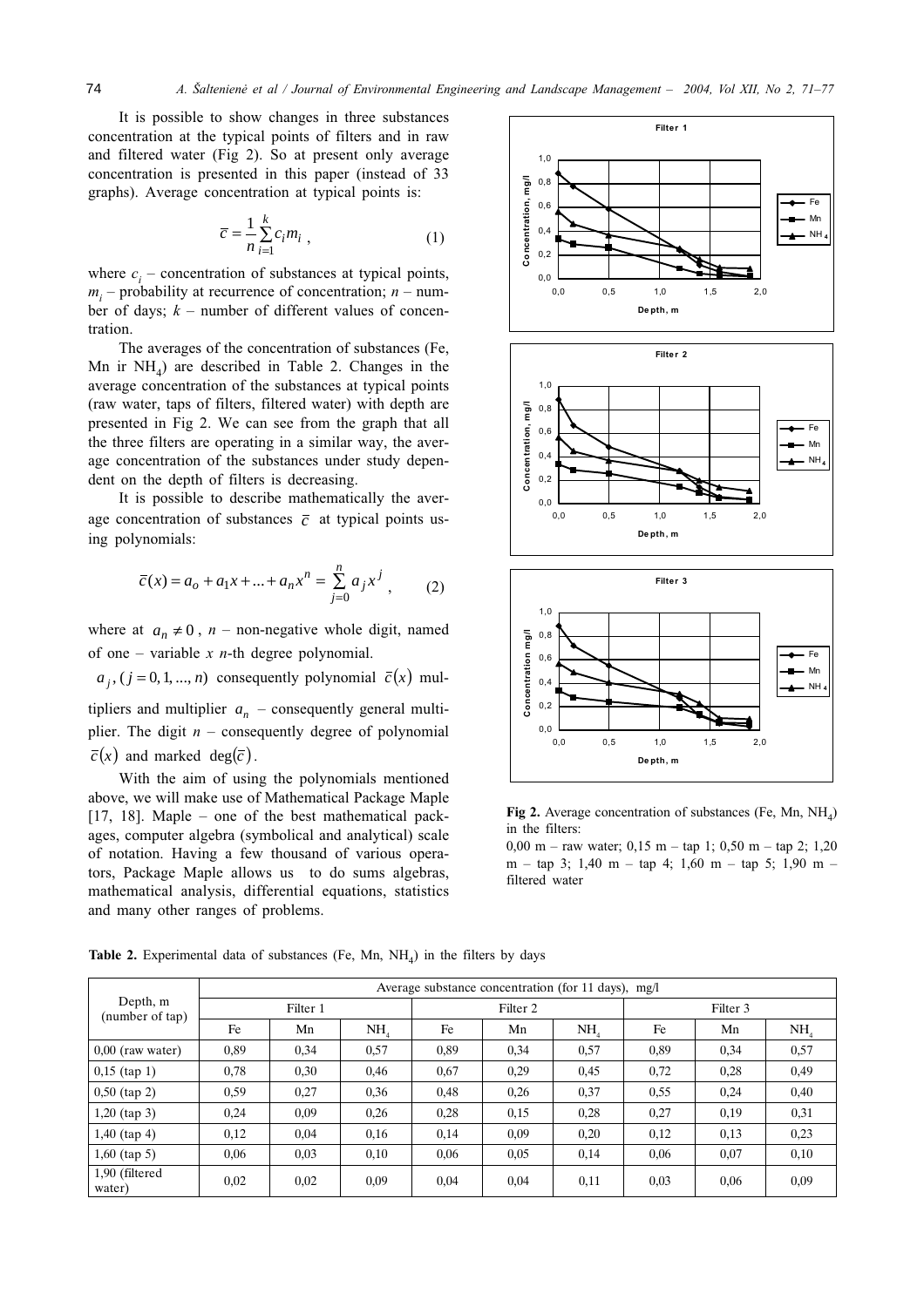It is possible to show changes in three substances concentration at the typical points of filters and in raw and filtered water (Fig 2). So at present only average concentration is presented in this paper (instead of 33 graphs). Average concentration at typical points is:

$$\bar{c} = \frac{1}{n}\sum_{i=1}^{k} c_i m_i \,, \tag{1}$$

where $c_i$ – concentration of substances at typical points, $m_i$ – probability at recurrence of concentration; $n$ – number of days; $k$ – number of different values of concentration.

The averages of the concentration of substances (Fe, Mn ir $NH_4$) are described in Table 2. Changes in the average concentration of the substances at typical points (raw water, taps of filters, filtered water) with depth are presented in Fig 2. We can see from the graph that all the three filters are operating in a similar way, the average concentration of the substances under study dependent on the depth of filters is decreasing.

It is possible to describe mathematically the average concentration of substances $\bar{c}$ at typical points using polynomials:

$$\bar{c}(x) = a_o + a_1 x + ... + a_n x^n = \sum_{j=0}^{n} a_j x^j \,, \tag{2}$$

where at $a_n \neq 0$, $n$ – non-negative whole digit, named of one – variable $x$ $n$-th degree polynomial.

$a_j, (j = 0, 1, ..., n)$ consequently polynomial $\bar{c}(x)$ multipliers and multiplier $a_n$ – consequently general multiplier. The digit $n$ – consequently degree of polynomial $\bar{c}(x)$ and marked $\deg(\bar{c})$.

With the aim of using the polynomials mentioned above, we will make use of Mathematical Package Maple [17, 18]. Maple – one of the best mathematical packages, computer algebra (symbolical and analytical) scale of notation. Having a few thousand of various operators, Package Maple allows us to do sums algebras, mathematical analysis, differential equations, statistics and many other ranges of problems.

**Fig 2.** Average concentration of substances (Fe, Mn, $NH_4$) in the filters:
0,00 m – raw water; 0,15 m – tap 1; 0,50 m – tap 2; 1,20 m – tap 3; 1,40 m – tap 4; 1,60 m – tap 5; 1,90 m – filtered water

**Table 2.** Experimental data of substances (Fe, Mn, $NH_4$) in the filters by days

| Depth, m (number of tap) | Average substance concentration (for 11 days), mg/l | | | | | | | | |
|---|---|---|---|---|---|---|---|---|---|
| | Filter 1 | | | Filter 2 | | | Filter 3 | | |
| | Fe | Mn | $NH_4$ | Fe | Mn | $NH_4$ | Fe | Mn | $NH_4$ |
| 0,00 (raw water) | 0,89 | 0,34 | 0,57 | 0,89 | 0,34 | 0,57 | 0,89 | 0,34 | 0,57 |
| 0,15 (tap 1) | 0,78 | 0,30 | 0,46 | 0,67 | 0,29 | 0,45 | 0,72 | 0,28 | 0,49 |
| 0,50 (tap 2) | 0,59 | 0,27 | 0,36 | 0,48 | 0,26 | 0,37 | 0,55 | 0,24 | 0,40 |
| 1,20 (tap 3) | 0,24 | 0,09 | 0,26 | 0,28 | 0,15 | 0,28 | 0,27 | 0,19 | 0,31 |
| 1,40 (tap 4) | 0,12 | 0,04 | 0,16 | 0,14 | 0,09 | 0,20 | 0,12 | 0,13 | 0,23 |
| 1,60 (tap 5) | 0,06 | 0,03 | 0,10 | 0,06 | 0,05 | 0,14 | 0,06 | 0,07 | 0,10 |
| 1,90 (filtered water) | 0,02 | 0,02 | 0,09 | 0,04 | 0,04 | 0,11 | 0,03 | 0,06 | 0,09 |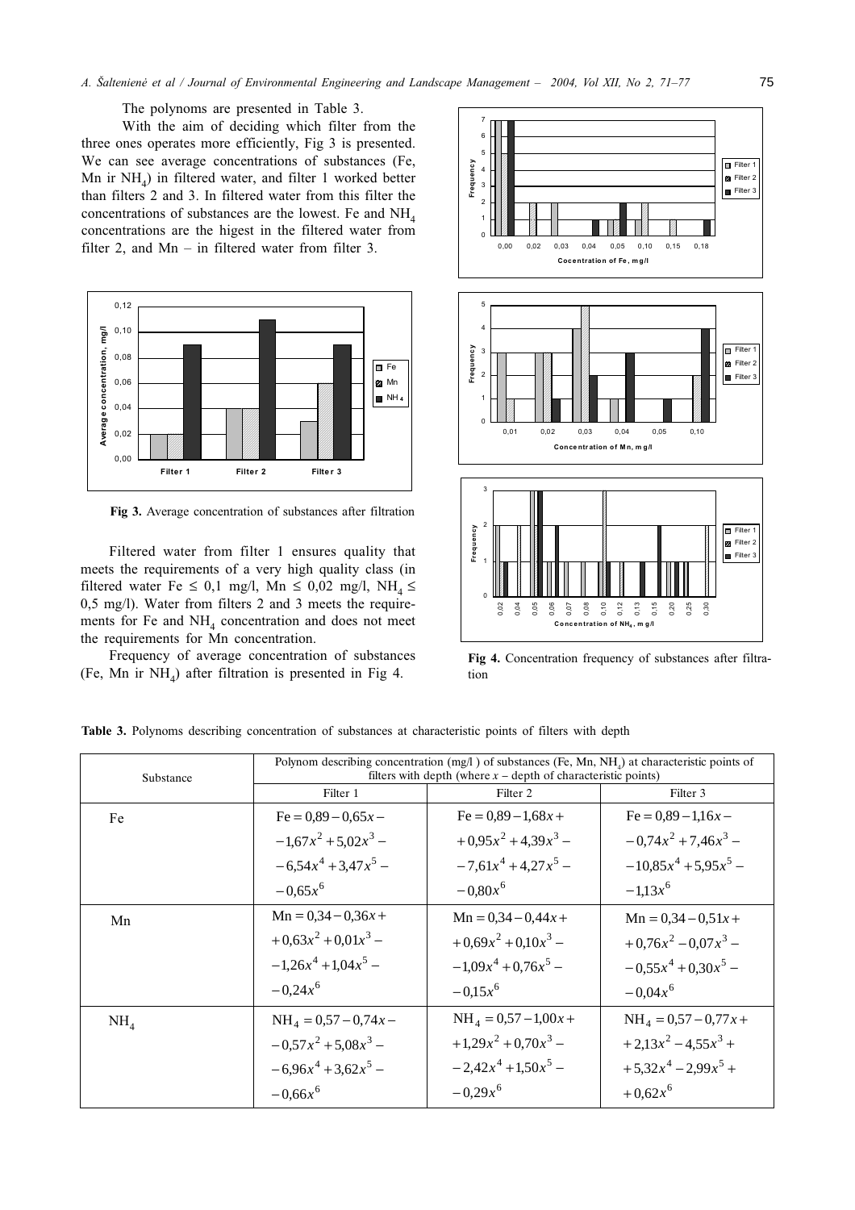The polynoms are presented in Table 3.

With the aim of deciding which filter from the three ones operates more efficiently, Fig 3 is presented. We can see average concentrations of substances (Fe, Mn ir $NH_4$) in filtered water, and filter 1 worked better than filters 2 and 3. In filtered water from this filter the concentrations of substances are the lowest. Fe and $NH_4$ concentrations are the higest in the filtered water from filter 2, and Mn – in filtered water from filter 3.

**Fig 3.** Average concentration of substances after filtration

Filtered water from filter 1 ensures quality that meets the requirements of a very high quality class (in filtered water Fe ≤ 0,1 mg/l, Mn ≤ 0,02 mg/l, $NH_4$ ≤ 0,5 mg/l). Water from filters 2 and 3 meets the requirements for Fe and $NH_4$ concentration and does not meet the requirements for Mn concentration.

Frequency of average concentration of substances (Fe, Mn ir $NH_4$) after filtration is presented in Fig 4.

**Fig 4.** Concentration frequency of substances after filtration

**Table 3.** Polynoms describing concentration of substances at characteristic points of filters with depth

| Substance | Polynom describing concentration (mg/l ) of substances (Fe, Mn, $NH_4$) at characteristic points of filters with depth (where $x$ – depth of characteristic points) | | |
|---|---|---|---|
| | Filter 1 | Filter 2 | Filter 3 |
| Fe | $Fe = 0{,}89 - 0{,}65x - 1{,}67x^2 + 5{,}02x^3 - 6{,}54x^4 + 3{,}47x^5 - 0{,}65x^6$ | $Fe = 0{,}89 - 1{,}68x + 0{,}95x^2 + 4{,}39x^3 - 7{,}61x^4 + 4{,}27x^5 - 0{,}80x^6$ | $Fe = 0{,}89 - 1{,}16x - 0{,}74x^2 + 7{,}46x^3 - 10{,}85x^4 + 5{,}95x^5 - 1{,}13x^6$ |
| Mn | $Mn = 0{,}34 - 0{,}36x + 0{,}63x^2 + 0{,}01x^3 - 1{,}26x^4 + 1{,}04x^5 - 0{,}24x^6$ | $Mn = 0{,}34 - 0{,}44x + 0{,}69x^2 + 0{,}10x^3 - 1{,}09x^4 + 0{,}76x^5 - 0{,}15x^6$ | $Mn = 0{,}34 - 0{,}51x + 0{,}76x^2 - 0{,}07x^3 - 0{,}55x^4 + 0{,}30x^5 - 0{,}04x^6$ |
| $NH_4$ | $NH_4 = 0{,}57 - 0{,}74x - 0{,}57x^2 + 5{,}08x^3 - 6{,}96x^4 + 3{,}62x^5 - 0{,}66x^6$ | $NH_4 = 0{,}57 - 1{,}00x + 1{,}29x^2 + 0{,}70x^3 - 2{,}42x^4 + 1{,}50x^5 - 0{,}29x^6$ | $NH_4 = 0{,}57 - 0{,}77x + 2{,}13x^2 - 4{,}55x^3 + 5{,}32x^4 - 2{,}99x^5 + 0{,}62x^6$ |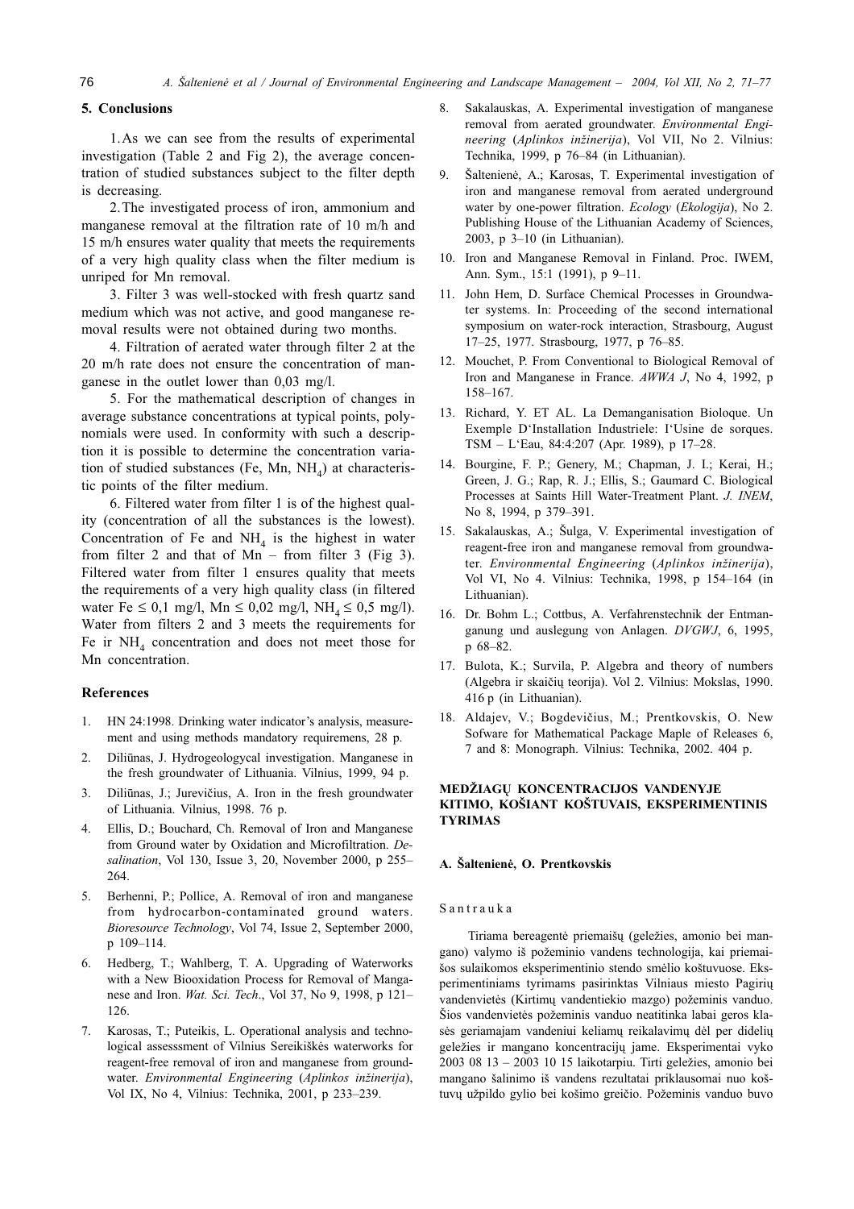## 5. Conclusions

1. As we can see from the results of experimental investigation (Table 2 and Fig 2), the average concentration of studied substances subject to the filter depth is decreasing.

2. The investigated process of iron, ammonium and manganese removal at the filtration rate of 10 m/h and 15 m/h ensures water quality that meets the requirements of a very high quality class when the filter medium is unriped for Mn removal.

3. Filter 3 was well-stocked with fresh quartz sand medium which was not active, and good manganese removal results were not obtained during two months.

4. Filtration of aerated water through filter 2 at the 20 m/h rate does not ensure the concentration of manganese in the outlet lower than 0,03 mg/l.

5. For the mathematical description of changes in average substance concentrations at typical points, polynomials were used. In conformity with such a description it is possible to determine the concentration variation of studied substances (Fe, Mn, $NH_4$) at characteristic points of the filter medium.

6. Filtered water from filter 1 is of the highest quality (concentration of all the substances is the lowest). Concentration of Fe and $NH_4$ is the highest in water from filter 2 and that of Mn – from filter 3 (Fig 3). Filtered water from filter 1 ensures quality that meets the requirements of a very high quality class (in filtered water Fe $\leq$ 0,1 mg/l, Mn $\leq$ 0,02 mg/l, $NH_4 \leq$ 0,5 mg/l). Water from filters 2 and 3 meets the requirements for Fe ir $NH_4$ concentration and does not meet those for Mn concentration.

## References

1. HN 24:1998. Drinking water indicator's analysis, measurement and using methods mandatory requiremens, 28 p.
2. Diliūnas, J. Hydrogeologycal investigation. Manganese in the fresh groundwater of Lithuania. Vilnius, 1999, 94 p.
3. Diliūnas, J.; Jurevičius, A. Iron in the fresh groundwater of Lithuania. Vilnius, 1998. 76 p.
4. Ellis, D.; Bouchard, Ch. Removal of Iron and Manganese from Ground water by Oxidation and Microfiltration. *Desalination*, Vol 130, Issue 3, 20, November 2000, p 255–264.
5. Berhenni, P.; Pollice, A. Removal of iron and manganese from hydrocarbon-contaminated ground waters. *Bioresource Technology*, Vol 74, Issue 2, September 2000, p 109–114.
6. Hedberg, T.; Wahlberg, T. A. Upgrading of Waterworks with a New Biooxidation Process for Removal of Manganese and Iron. *Wat. Sci. Tech*., Vol 37, No 9, 1998, p 121–126.
7. Karosas, T.; Puteikis, L. Operational analysis and technological assesssment of Vilnius Sereikiškės waterworks for reagent-free removal of iron and manganese from groundwater. *Environmental Engineering* (*Aplinkos inžinerija*), Vol IX, No 4, Vilnius: Technika, 2001, p 233–239.
8. Sakalauskas, A. Experimental investigation of manganese removal from aerated groundwater. *Environmental Engineering* (*Aplinkos inžinerija*), Vol VII, No 2. Vilnius: Technika, 1999, p 76–84 (in Lithuanian).
9. Šaltenienė, A.; Karosas, T. Experimental investigation of iron and manganese removal from aerated underground water by one-power filtration. *Ecology* (*Ekologija*), No 2. Publishing House of the Lithuanian Academy of Sciences, 2003, p 3–10 (in Lithuanian).
10. Iron and Manganese Removal in Finland. Proc. IWEM, Ann. Sym., 15:1 (1991), p 9–11.
11. John Hem, D. Surface Chemical Processes in Groundwater systems. In: Proceeding of the second international symposium on water-rock interaction, Strasbourg, August 17–25, 1977. Strasbourg, 1977, p 76–85.
12. Mouchet, P. From Conventional to Biological Removal of Iron and Manganese in France. *AWWA J*, No 4, 1992, p 158–167.
13. Richard, Y. ET AL. La Demanganisation Bioloque. Un Exemple D'Installation Industriele: I'Usine de sorques. TSM – L'Eau, 84:4:207 (Apr. 1989), p 17–28.
14. Bourgine, F. P.; Genery, M.; Chapman, J. I.; Kerai, H.; Green, J. G.; Rap, R. J.; Ellis, S.; Gaumard C. Biological Processes at Saints Hill Water-Treatment Plant. *J. INEM*, No 8, 1994, p 379–391.
15. Sakalauskas, A.; Šulga, V. Experimental investigation of reagent-free iron and manganese removal from groundwater. *Environmental Engineering* (*Aplinkos inžinerija*), Vol VI, No 4. Vilnius: Technika, 1998, p 154–164 (in Lithuanian).
16. Dr. Bohm L.; Cottbus, A. Verfahrenstechnik der Entmanganung und auslegung von Anlagen. *DVGWJ*, 6, 1995, p 68–82.
17. Bulota, K.; Survila, P. Algebra and theory of numbers (Algebra ir skaičių teorija). Vol 2. Vilnius: Mokslas, 1990. 416 p (in Lithuanian).
18. Aldajev, V.; Bogdevičius, M.; Prentkovskis, O. New Sofware for Mathematical Package Maple of Releases 6, 7 and 8: Monograph. Vilnius: Technika, 2002. 404 p.

## MEDŽIAGŲ KONCENTRACIJOS VANDENYJE KITIMO, KOŠIANT KOŠTUVAIS, EKSPERIMENTINIS TYRIMAS

**A. Šaltenienė, O. Prentkovskis**

### Santrauka

Tiriama bereagentė priemaišų (geležies, amonio bei mangano) valymo iš požeminio vandens technologija, kai priemaišos sulaikomos eksperimentinio stendo smėlio koštuvuose. Eksperimentiniams tyrimams pasirinktas Vilniaus miesto Pagirių vandenvietės (Kirtimų vandentiekio mazgo) požeminis vanduo. Šios vandenvietės požeminis vanduo neatitinka labai geros klasės geriamajam vandeniui keliamų reikalavimų dėl per didelių geležies ir mangano koncentracijų jame. Eksperimentai vyko 2003 08 13 – 2003 10 15 laikotarpiu. Tirti geležies, amonio bei mangano šalinimo iš vandens rezultatai priklausomai nuo koštuvų užpildo gylio bei košimo greičio. Požeminis vanduo buvo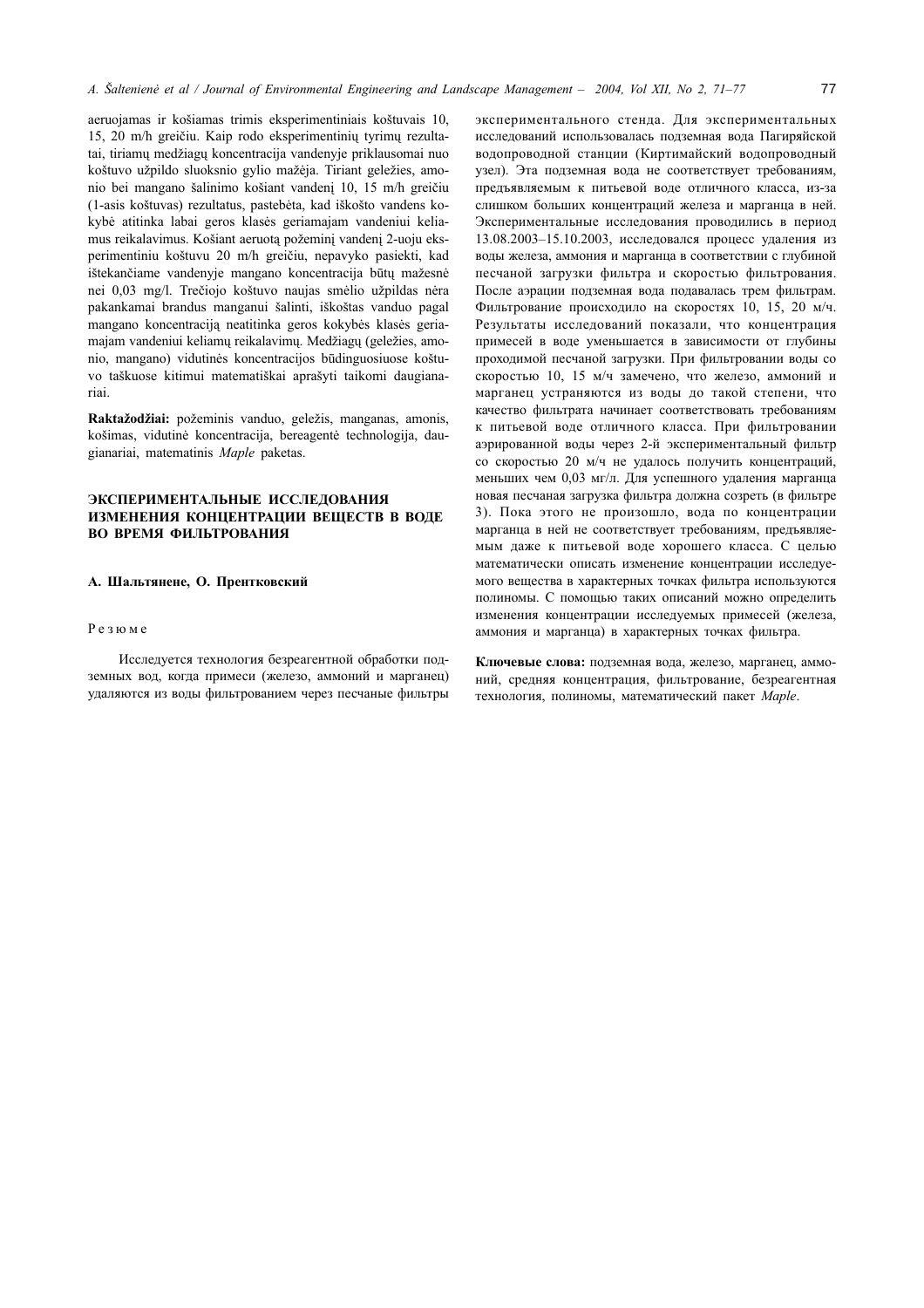aeruojamas ir košiamas trimis eksperimentiniais koštuvais 10, 15, 20 m/h greičiu. Kaip rodo eksperimentinių tyrimų rezultatai, tiriamų medžiagų koncentracija vandenyje priklausomai nuo koštuvo užpildo sluoksnio gylio mažėja. Tiriant geležies, amonio bei mangano šalinimo košiant vandenį 10, 15 m/h greičiu (1-asis koštuvas) rezultatus, pastebėta, kad iškošto vandens kokybė atitinka labai geros klasės geriamajam vandeniui keliamus reikalavimus. Košiant aeruotą požeminį vandenį 2-uoju eksperimentiniu koštuvu 20 m/h greičiu, nepavyko pasiekti, kad ištekančiame vandenyje mangano koncentracija būtų mažesnė nei 0,03 mg/l. Trečiojo koštuvo naujas smėlio užpildas nėra pakankamai brandus manganui šalinti, iškoštas vanduo pagal mangano koncentraciją neatitinka geros kokybės klasės geriamajam vandeniui keliamų reikalavimų. Medžiagų (geležies, amonio, mangano) vidutinės koncentracijos būdinguosiuose koštuvo taškuose kitimui matematiškai aprašyti taikomi daugianariai.

**Raktažodžiai:** požeminis vanduo, geležis, manganas, amonis, košimas, vidutinė koncentracija, bereagentė technologija, daugianariai, matematinis *Maple* paketas.

## ЭКСПЕРИМЕНТАЛЬНЫЕ ИССЛЕДОВАНИЯ ИЗМЕНЕНИЯ КОНЦЕНТРАЦИИ ВЕЩЕСТВ В ВОДЕ ВО ВРЕМЯ ФИЛЬТРОВАНИЯ

**А. Шальтянене, О. Прентковский**

Резюме

Исследуется технология безреагентной обработки подземных вод, когда примеси (железо, аммоний и марганец) удаляются из воды фильтрованием через песчаные фильтры экспериментального стенда. Для экспериментальных исследований использовалась подземная вода Пагиряйской водопроводной станции (Киртимайский водопроводный узел). Эта подземная вода не соответствует требованиям, предъявляемым к питьевой воде отличного класса, из-за слишком больших концентраций железа и марганца в ней. Экспериментальные исследования проводились в период 13.08.2003–15.10.2003, исследовался процесс удаления из воды железа, аммония и марганца в соответствии с глубиной песчаной загрузки фильтра и скоростью фильтрования. После аэрации подземная вода подавалась трем фильтрам. Фильтрование происходило на скоростях 10, 15, 20 м/ч. Результаты исследований показали, что концентрация примесей в воде уменьшается в зависимости от глубины проходимой песчаной загрузки. При фильтровании воды со скоростью 10, 15 м/ч замечено, что железо, аммоний и марганец устраняются из воды до такой степени, что качество фильтрата начинает соответствовать требованиям к питьевой воде отличного класса. При фильтровании аэрированной воды через 2-й экспериментальный фильтр со скоростью 20 м/ч не удалось получить концентраций, меньших чем 0,03 мг/л. Для успешного удаления марганца новая песчаная загрузка фильтра должна созреть (в фильтре 3). Пока этого не произошло, вода по концентрации марганца в ней не соответствует требованиям, предъявляемым даже к питьевой воде хорошего класса. С целью математически описать изменение концентрации исследуемого вещества в характерных точках фильтра используются полиномы. С помощью таких описаний можно определить изменения концентрации исследуемых примесей (железа, аммония и марганца) в характерных точках фильтра.

**Ключевые слова:** подземная вода, железо, марганец, аммоний, средняя концентрация, фильтрование, безреагентная технология, полиномы, математический пакет *Maple*.